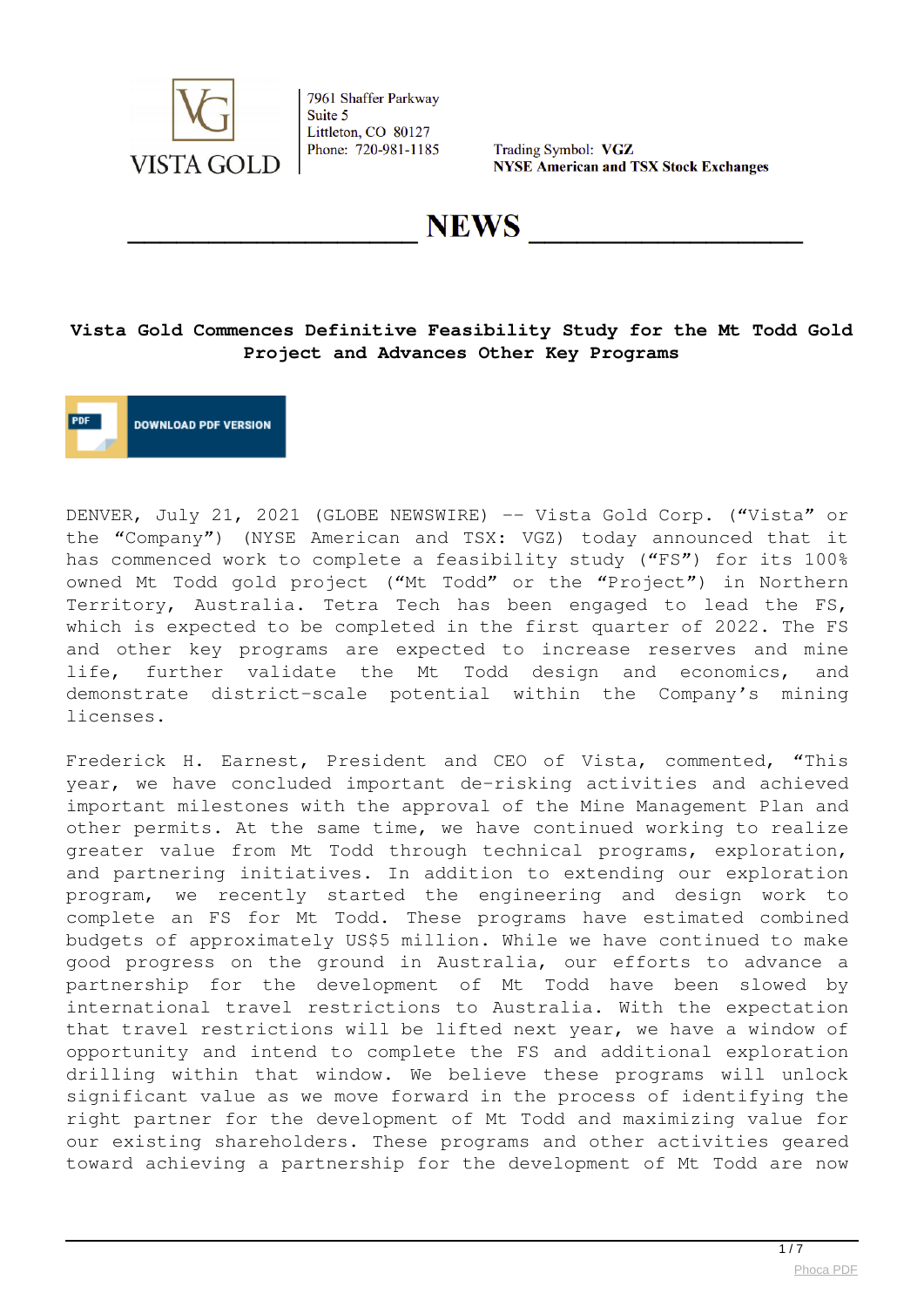VISTA GOLD

7961 Shaffer Parkway
Suite 5
Littleton, CO 80127
Phone: 720-981-1185

Trading Symbol: **VGZ**
**NYSE American and TSX Stock Exchanges**

# NEWS

## Vista Gold Commences Definitive Feasibility Study for the Mt Todd Gold Project and Advances Other Key Programs

DOWNLOAD PDF VERSION

DENVER, July 21, 2021 (GLOBE NEWSWIRE) -- Vista Gold Corp. ("Vista" or the "Company") (NYSE American and TSX: VGZ) today announced that it has commenced work to complete a feasibility study ("FS") for its 100% owned Mt Todd gold project ("Mt Todd" or the "Project") in Northern Territory, Australia. Tetra Tech has been engaged to lead the FS, which is expected to be completed in the first quarter of 2022. The FS and other key programs are expected to increase reserves and mine life, further validate the Mt Todd design and economics, and demonstrate district-scale potential within the Company's mining licenses.

Frederick H. Earnest, President and CEO of Vista, commented, "This year, we have concluded important de-risking activities and achieved important milestones with the approval of the Mine Management Plan and other permits. At the same time, we have continued working to realize greater value from Mt Todd through technical programs, exploration, and partnering initiatives. In addition to extending our exploration program, we recently started the engineering and design work to complete an FS for Mt Todd. These programs have estimated combined budgets of approximately US$5 million. While we have continued to make good progress on the ground in Australia, our efforts to advance a partnership for the development of Mt Todd have been slowed by international travel restrictions to Australia. With the expectation that travel restrictions will be lifted next year, we have a window of opportunity and intend to complete the FS and additional exploration drilling within that window. We believe these programs will unlock significant value as we move forward in the process of identifying the right partner for the development of Mt Todd and maximizing value for our existing shareholders. These programs and other activities geared toward achieving a partnership for the development of Mt Todd are now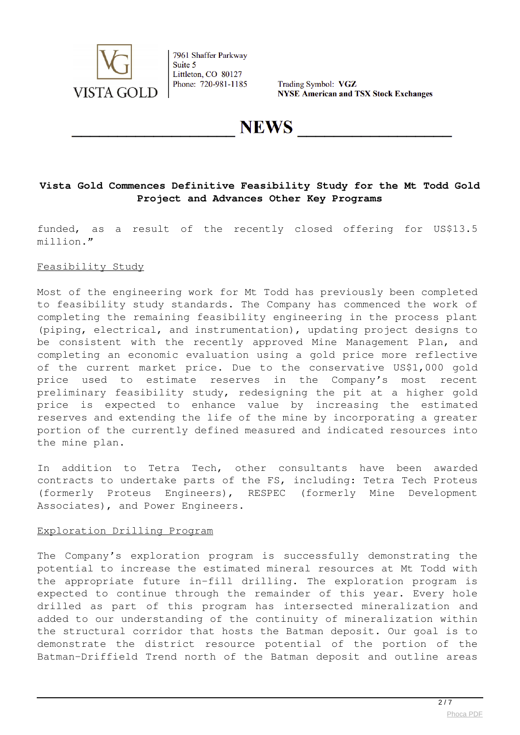funded, as a result of the recently closed offering for US$13.5 million."

Feasibility Study

Most of the engineering work for Mt Todd has previously been completed to feasibility study standards. The Company has commenced the work of completing the remaining feasibility engineering in the process plant (piping, electrical, and instrumentation), updating project designs to be consistent with the recently approved Mine Management Plan, and completing an economic evaluation using a gold price more reflective of the current market price. Due to the conservative US$1,000 gold price used to estimate reserves in the Company's most recent preliminary feasibility study, redesigning the pit at a higher gold price is expected to enhance value by increasing the estimated reserves and extending the life of the mine by incorporating a greater portion of the currently defined measured and indicated resources into the mine plan.

In addition to Tetra Tech, other consultants have been awarded contracts to undertake parts of the FS, including: Tetra Tech Proteus (formerly Proteus Engineers), RESPEC (formerly Mine Development Associates), and Power Engineers.

Exploration Drilling Program

The Company's exploration program is successfully demonstrating the potential to increase the estimated mineral resources at Mt Todd with the appropriate future in-fill drilling. The exploration program is expected to continue through the remainder of this year. Every hole drilled as part of this program has intersected mineralization and added to our understanding of the continuity of mineralization within the structural corridor that hosts the Batman deposit. Our goal is to demonstrate the district resource potential of the portion of the Batman-Driffield Trend north of the Batman deposit and outline areas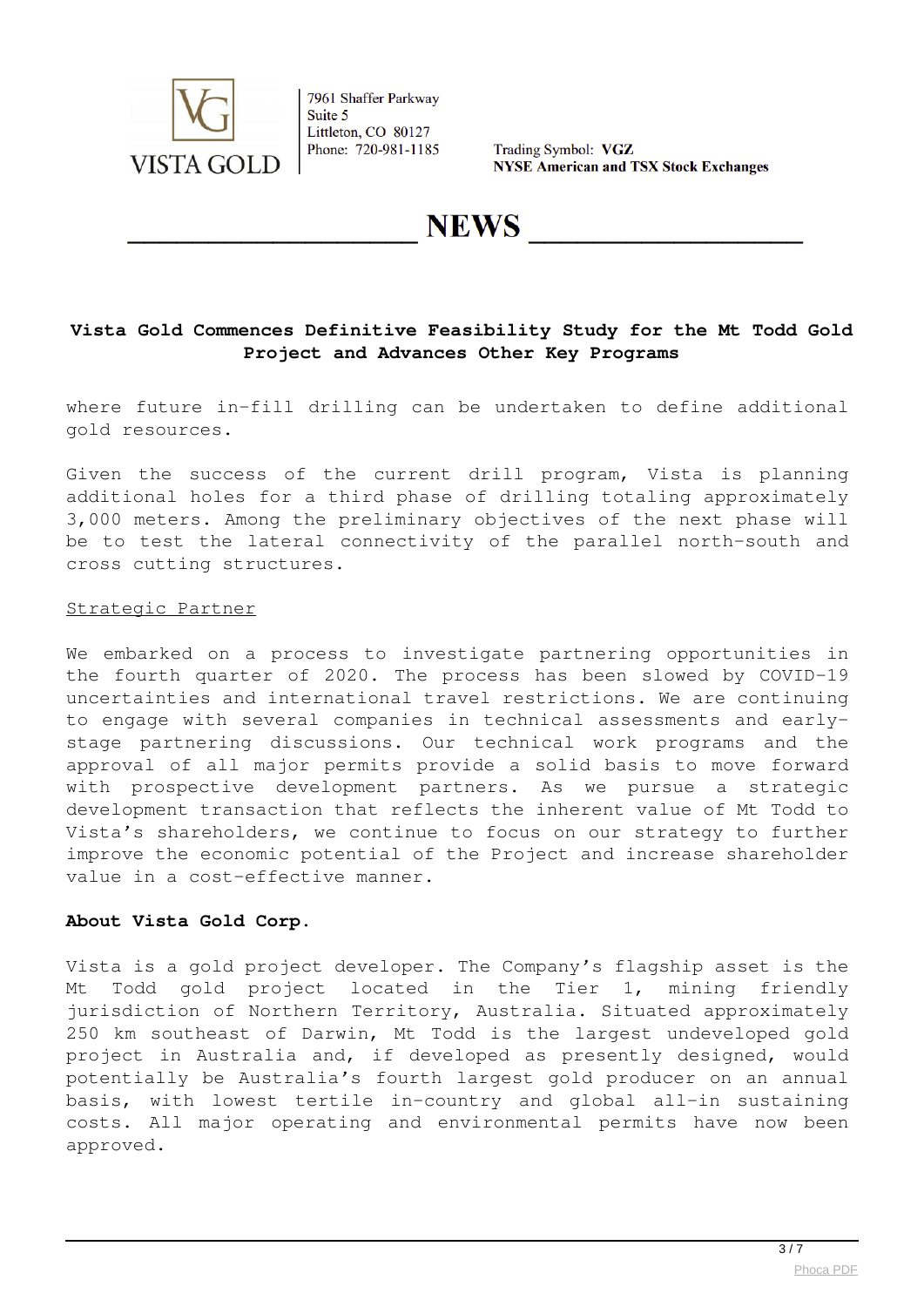where future in-fill drilling can be undertaken to define additional gold resources.

Given the success of the current drill program, Vista is planning additional holes for a third phase of drilling totaling approximately 3,000 meters. Among the preliminary objectives of the next phase will be to test the lateral connectivity of the parallel north-south and cross cutting structures.

Strategic Partner

We embarked on a process to investigate partnering opportunities in the fourth quarter of 2020. The process has been slowed by COVID-19 uncertainties and international travel restrictions. We are continuing to engage with several companies in technical assessments and early-stage partnering discussions. Our technical work programs and the approval of all major permits provide a solid basis to move forward with prospective development partners. As we pursue a strategic development transaction that reflects the inherent value of Mt Todd to Vista's shareholders, we continue to focus on our strategy to further improve the economic potential of the Project and increase shareholder value in a cost-effective manner.

**About Vista Gold Corp.**

Vista is a gold project developer. The Company's flagship asset is the Mt Todd gold project located in the Tier 1, mining friendly jurisdiction of Northern Territory, Australia. Situated approximately 250 km southeast of Darwin, Mt Todd is the largest undeveloped gold project in Australia and, if developed as presently designed, would potentially be Australia's fourth largest gold producer on an annual basis, with lowest tertile in-country and global all-in sustaining costs. All major operating and environmental permits have now been approved.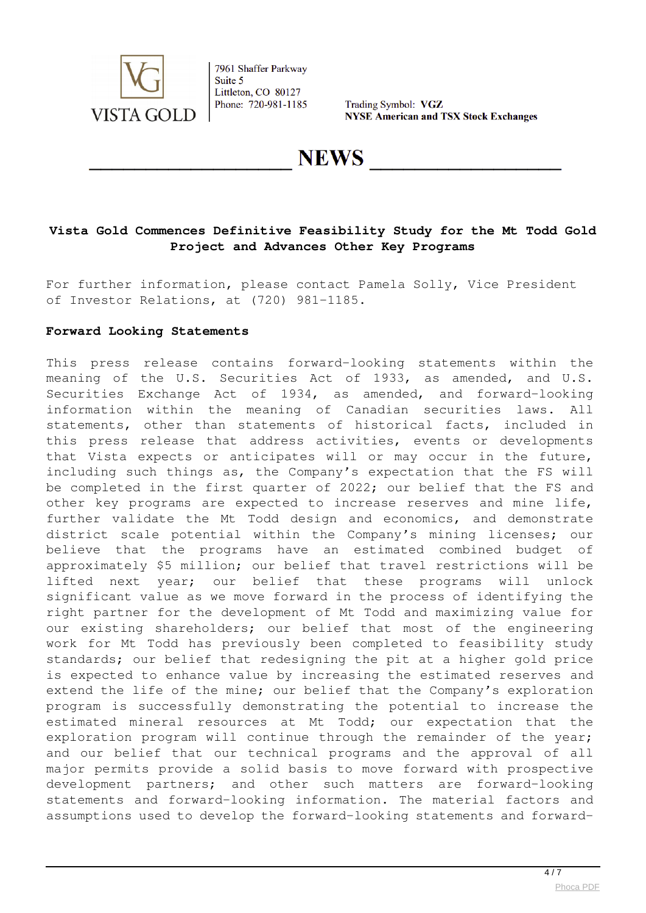7961 Shaffer Parkway
Suite 5
Littleton, CO 80127
Phone: 720-981-1185

Trading Symbol: **VGZ**
**NYSE American and TSX Stock Exchanges**

# NEWS

**Vista Gold Commences Definitive Feasibility Study for the Mt Todd Gold Project and Advances Other Key Programs**

For further information, please contact Pamela Solly, Vice President of Investor Relations, at (720) 981-1185.

**Forward Looking Statements**

This press release contains forward-looking statements within the meaning of the U.S. Securities Act of 1933, as amended, and U.S. Securities Exchange Act of 1934, as amended, and forward-looking information within the meaning of Canadian securities laws. All statements, other than statements of historical facts, included in this press release that address activities, events or developments that Vista expects or anticipates will or may occur in the future, including such things as, the Company's expectation that the FS will be completed in the first quarter of 2022; our belief that the FS and other key programs are expected to increase reserves and mine life, further validate the Mt Todd design and economics, and demonstrate district scale potential within the Company's mining licenses; our believe that the programs have an estimated combined budget of approximately $5 million; our belief that travel restrictions will be lifted next year; our belief that these programs will unlock significant value as we move forward in the process of identifying the right partner for the development of Mt Todd and maximizing value for our existing shareholders; our belief that most of the engineering work for Mt Todd has previously been completed to feasibility study standards; our belief that redesigning the pit at a higher gold price is expected to enhance value by increasing the estimated reserves and extend the life of the mine; our belief that the Company's exploration program is successfully demonstrating the potential to increase the estimated mineral resources at Mt Todd; our expectation that the exploration program will continue through the remainder of the year; and our belief that our technical programs and the approval of all major permits provide a solid basis to move forward with prospective development partners; and other such matters are forward-looking statements and forward-looking information. The material factors and assumptions used to develop the forward-looking statements and forward-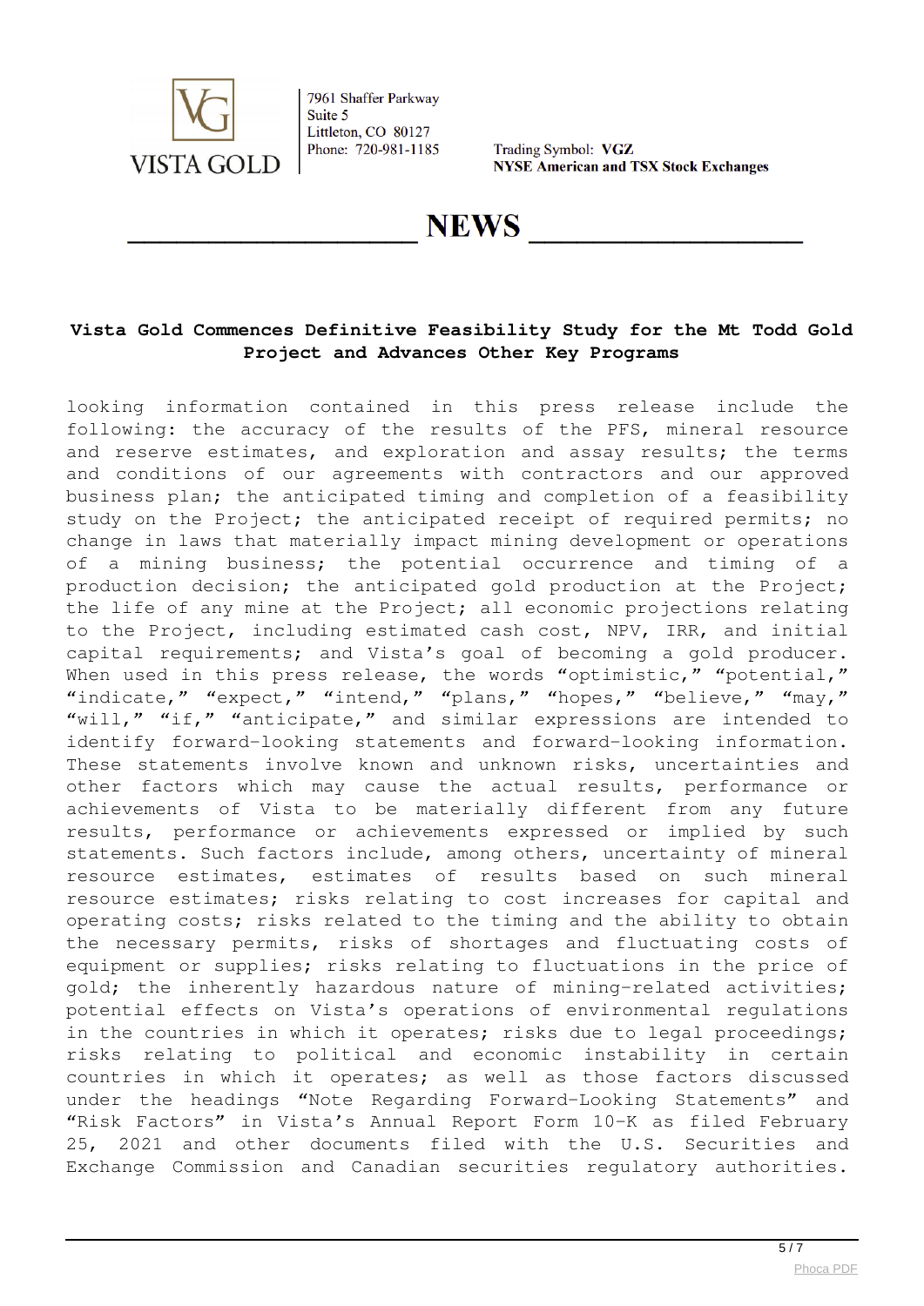looking information contained in this press release include the following: the accuracy of the results of the PFS, mineral resource and reserve estimates, and exploration and assay results; the terms and conditions of our agreements with contractors and our approved business plan; the anticipated timing and completion of a feasibility study on the Project; the anticipated receipt of required permits; no change in laws that materially impact mining development or operations of a mining business; the potential occurrence and timing of a production decision; the anticipated gold production at the Project; the life of any mine at the Project; all economic projections relating to the Project, including estimated cash cost, NPV, IRR, and initial capital requirements; and Vista's goal of becoming a gold producer. When used in this press release, the words "optimistic," "potential," "indicate," "expect," "intend," "plans," "hopes," "believe," "may," "will," "if," "anticipate," and similar expressions are intended to identify forward-looking statements and forward-looking information. These statements involve known and unknown risks, uncertainties and other factors which may cause the actual results, performance or achievements of Vista to be materially different from any future results, performance or achievements expressed or implied by such statements. Such factors include, among others, uncertainty of mineral resource estimates, estimates of results based on such mineral resource estimates; risks relating to cost increases for capital and operating costs; risks related to the timing and the ability to obtain the necessary permits, risks of shortages and fluctuating costs of equipment or supplies; risks relating to fluctuations in the price of gold; the inherently hazardous nature of mining-related activities; potential effects on Vista's operations of environmental regulations in the countries in which it operates; risks due to legal proceedings; risks relating to political and economic instability in certain countries in which it operates; as well as those factors discussed under the headings "Note Regarding Forward-Looking Statements" and "Risk Factors" in Vista's Annual Report Form 10-K as filed February 25, 2021 and other documents filed with the U.S. Securities and Exchange Commission and Canadian securities regulatory authorities.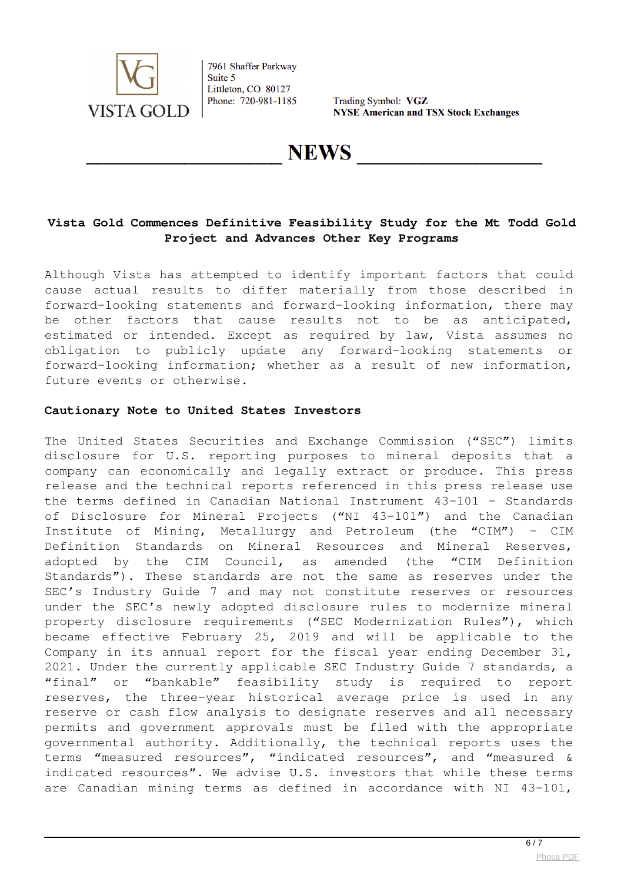VISTA GOLD

7961 Shaffer Parkway
Suite 5
Littleton, CO 80127
Phone: 720-981-1185

Trading Symbol: **VGZ**
**NYSE American and TSX Stock Exchanges**

# NEWS

## Vista Gold Commences Definitive Feasibility Study for the Mt Todd Gold Project and Advances Other Key Programs

Although Vista has attempted to identify important factors that could cause actual results to differ materially from those described in forward-looking statements and forward-looking information, there may be other factors that cause results not to be as anticipated, estimated or intended. Except as required by law, Vista assumes no obligation to publicly update any forward-looking statements or forward-looking information; whether as a result of new information, future events or otherwise.

**Cautionary Note to United States Investors**

The United States Securities and Exchange Commission ("SEC") limits disclosure for U.S. reporting purposes to mineral deposits that a company can economically and legally extract or produce. This press release and the technical reports referenced in this press release use the terms defined in Canadian National Instrument 43-101 – Standards of Disclosure for Mineral Projects ("NI 43-101") and the Canadian Institute of Mining, Metallurgy and Petroleum (the "CIM") – CIM Definition Standards on Mineral Resources and Mineral Reserves, adopted by the CIM Council, as amended (the "CIM Definition Standards"). These standards are not the same as reserves under the SEC's Industry Guide 7 and may not constitute reserves or resources under the SEC's newly adopted disclosure rules to modernize mineral property disclosure requirements ("SEC Modernization Rules"), which became effective February 25, 2019 and will be applicable to the Company in its annual report for the fiscal year ending December 31, 2021. Under the currently applicable SEC Industry Guide 7 standards, a "final" or "bankable" feasibility study is required to report reserves, the three-year historical average price is used in any reserve or cash flow analysis to designate reserves and all necessary permits and government approvals must be filed with the appropriate governmental authority. Additionally, the technical reports uses the terms "measured resources", "indicated resources", and "measured & indicated resources". We advise U.S. investors that while these terms are Canadian mining terms as defined in accordance with NI 43-101,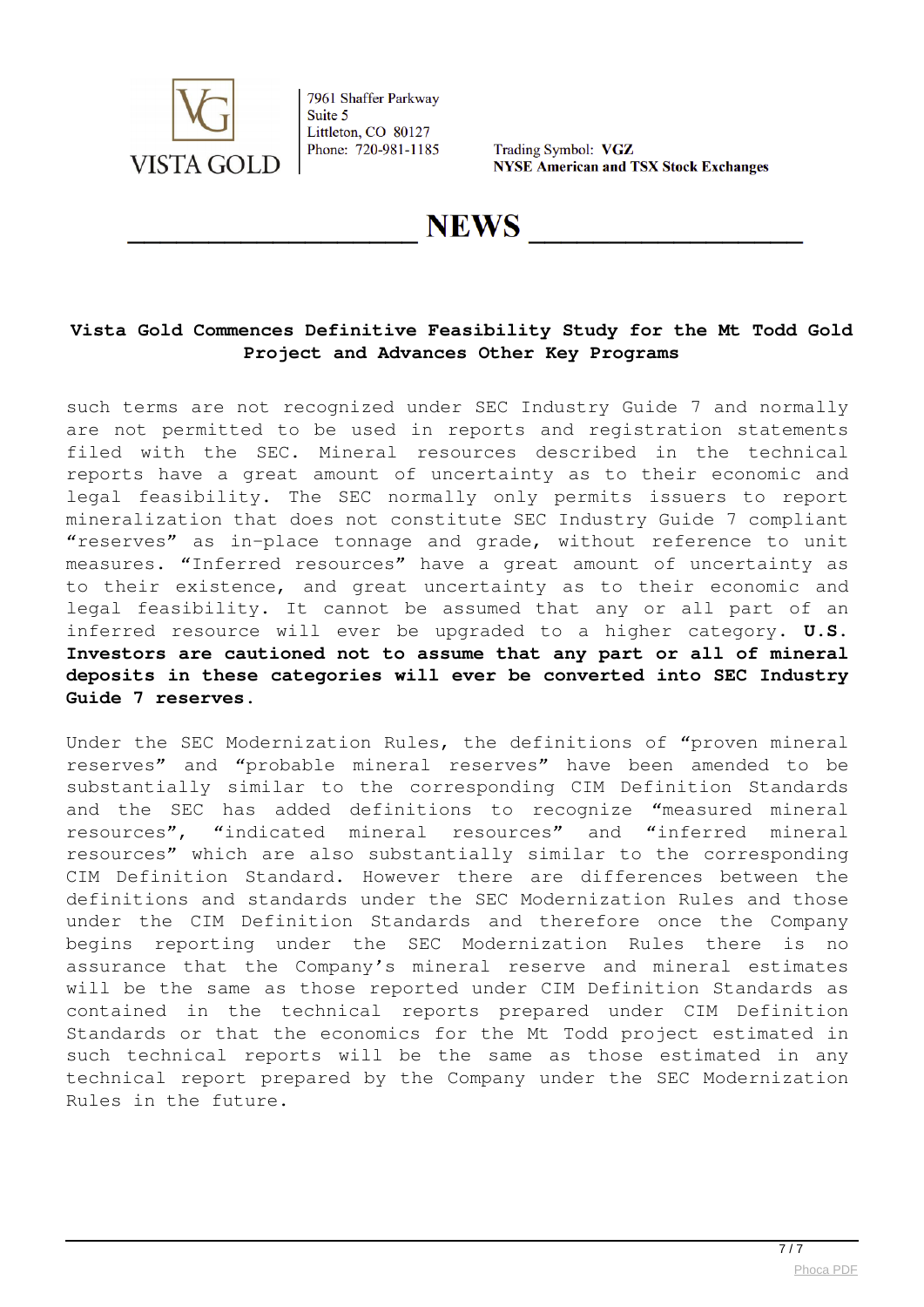# Vista Gold Commences Definitive Feasibility Study for the Mt Todd Gold Project and Advances Other Key Programs

such terms are not recognized under SEC Industry Guide 7 and normally are not permitted to be used in reports and registration statements filed with the SEC. Mineral resources described in the technical reports have a great amount of uncertainty as to their economic and legal feasibility. The SEC normally only permits issuers to report mineralization that does not constitute SEC Industry Guide 7 compliant "reserves" as in-place tonnage and grade, without reference to unit measures. "Inferred resources" have a great amount of uncertainty as to their existence, and great uncertainty as to their economic and legal feasibility. It cannot be assumed that any or all part of an inferred resource will ever be upgraded to a higher category. **U.S. Investors are cautioned not to assume that any part or all of mineral deposits in these categories will ever be converted into SEC Industry Guide 7 reserves.**

Under the SEC Modernization Rules, the definitions of "proven mineral reserves" and "probable mineral reserves" have been amended to be substantially similar to the corresponding CIM Definition Standards and the SEC has added definitions to recognize "measured mineral resources", "indicated mineral resources" and "inferred mineral resources" which are also substantially similar to the corresponding CIM Definition Standard. However there are differences between the definitions and standards under the SEC Modernization Rules and those under the CIM Definition Standards and therefore once the Company begins reporting under the SEC Modernization Rules there is no assurance that the Company's mineral reserve and mineral estimates will be the same as those reported under CIM Definition Standards as contained in the technical reports prepared under CIM Definition Standards or that the economics for the Mt Todd project estimated in such technical reports will be the same as those estimated in any technical report prepared by the Company under the SEC Modernization Rules in the future.